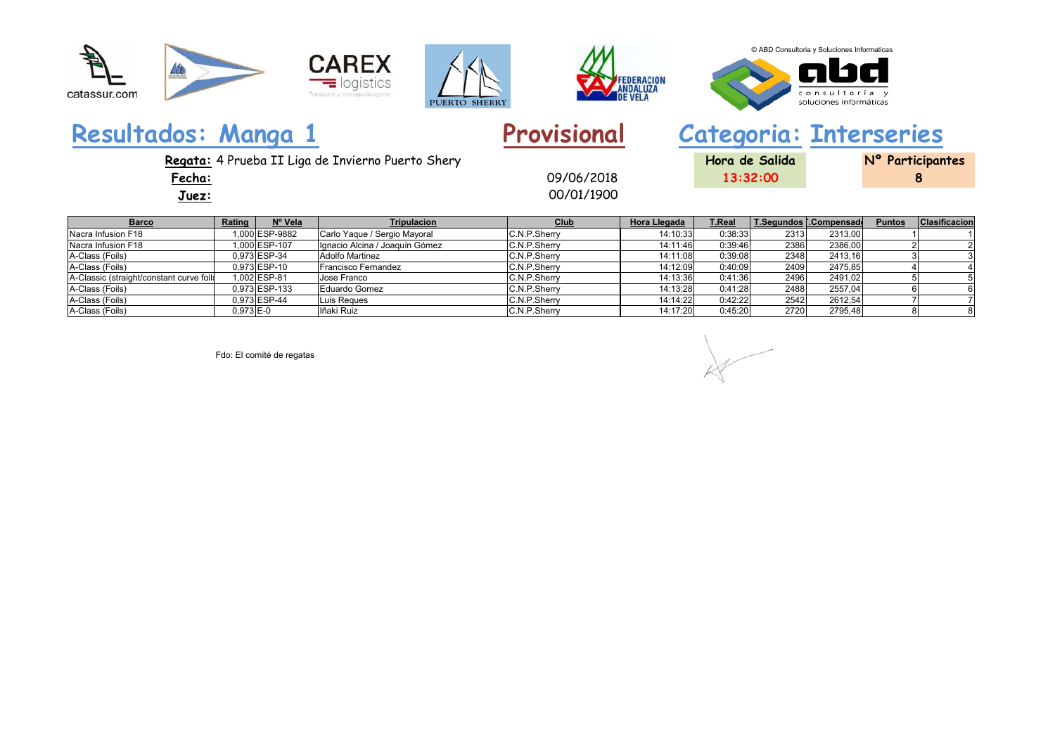© ABD Consultoria y Soluciones Informaticas

# Resultados: Manga 1

**Provisional**

## Categoria: Interseries

**Regata:** 4 Prueba II Liga de Invierno Puerto Shery

**Fecha:** 09/06/2018

**Juez:** 00/01/1900

**Hora de Salida** 13:32:00

**Nº Participantes** 8

| Barco | Rating | Nº Vela | Tripulacion | Club | Hora Llegada | T.Real | T.Segundos | T.Compensado | Puntos | Clasificacion |
|---|---|---|---|---|---|---|---|---|---|---|
| Nacra Infusion F18 | 1,000 | ESP-9882 | Carlo Yaque / Sergio Mayoral | C.N.P.Sherry | 14:10:33 | 0:38:33 | 2313 | 2313,00 | 1 | 1 |
| Nacra Infusion F18 | 1,000 | ESP-107 | Ignacio Alcina / Joaquín Gómez | C.N.P.Sherry | 14:11:46 | 0:39:46 | 2386 | 2386,00 | 2 | 2 |
| A-Class (Foils) | 0,973 | ESP-34 | Adolfo Martinez | C.N.P.Sherry | 14:11:08 | 0:39:08 | 2348 | 2413,16 | 3 | 3 |
| A-Class (Foils) | 0,973 | ESP-10 | Francisco Fernandez | C.N.P.Sherry | 14:12:09 | 0:40:09 | 2409 | 2475,85 | 4 | 4 |
| A-Classic (straight/constant curve foils | 1,002 | ESP-81 | Jose Franco | C.N.P.Sherry | 14:13:36 | 0:41:36 | 2496 | 2491,02 | 5 | 5 |
| A-Class (Foils) | 0,973 | ESP-133 | Eduardo Gomez | C.N.P.Sherry | 14:13:28 | 0:41:28 | 2488 | 2557,04 | 6 | 6 |
| A-Class (Foils) | 0,973 | ESP-44 | Luis Reques | C.N.P.Sherry | 14:14:22 | 0:42:22 | 2542 | 2612,54 | 7 | 7 |
| A-Class (Foils) | 0,973 | E-0 | Iñaki Ruiz | C.N.P.Sherry | 14:17:20 | 0:45:20 | 2720 | 2795,48 | 8 | 8 |

Fdo: El comité de regatas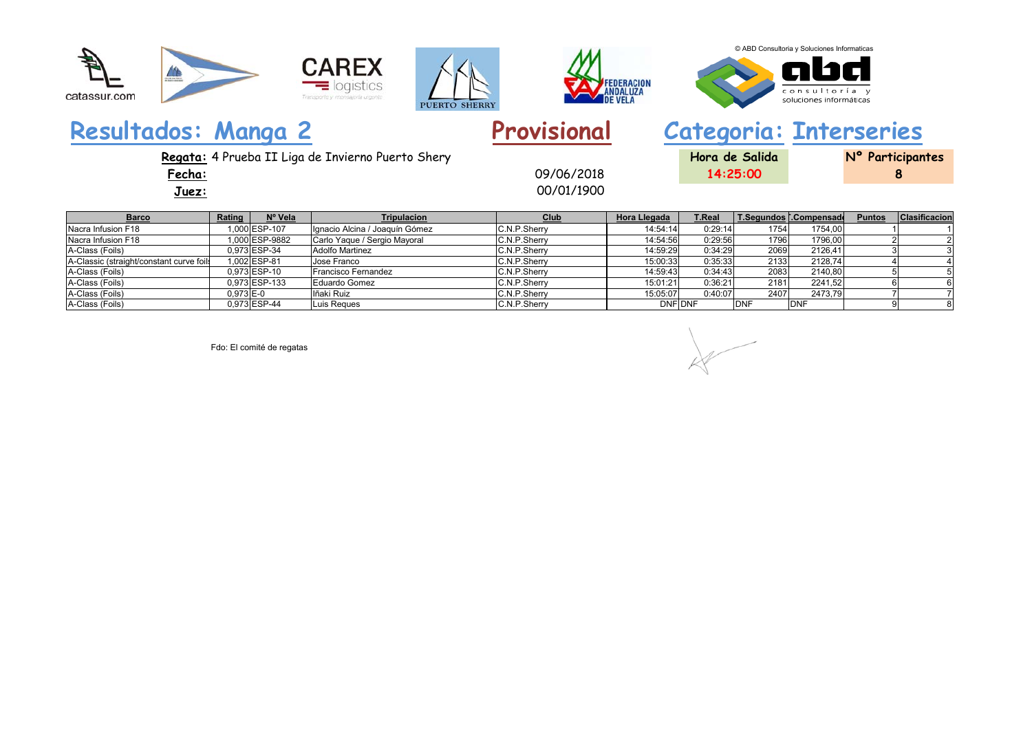© ABD Consultoria y Soluciones Informaticas

catassur.com

CAREX logistics
Transporte y mensajería urgente

PUERTO SHERRY

FEDERACION ANDALUZA DE VELA

abd consultoría y soluciones informáticas

# Resultados: Manga 2

## Provisional

## Categoria: Interseries

**Regata:** 4 Prueba II Liga de Invierno Puerto Shery

**Fecha:** 09/06/2018

**Juez:** 00/01/1900

**Hora de Salida** 14:25:00

**Nº Participantes** 8

| Barco | Rating | Nº Vela | Tripulacion | Club | Hora Llegada | T.Real | T.Segundos | T.Compensado | Puntos | Clasificacion |
|---|---|---|---|---|---|---|---|---|---|---|
| Nacra Infusion F18 | 1,000 | ESP-107 | Ignacio Alcina / Joaquín Gómez | C.N.P.Sherry | 14:54:14 | 0:29:14 | 1754 | 1754,00 | 1 | 1 |
| Nacra Infusion F18 | 1,000 | ESP-9882 | Carlo Yaque / Sergio Mayoral | C.N.P.Sherry | 14:54:56 | 0:29:56 | 1796 | 1796,00 | 2 | 2 |
| A-Class (Foils) | 0,973 | ESP-34 | Adolfo Martinez | C.N.P.Sherry | 14:59:29 | 0:34:29 | 2069 | 2126,41 | 3 | 3 |
| A-Classic (straight/constant curve foils | 1,002 | ESP-81 | Jose Franco | C.N.P.Sherry | 15:00:33 | 0:35:33 | 2133 | 2128,74 | 4 | 4 |
| A-Class (Foils) | 0,973 | ESP-10 | Francisco Fernandez | C.N.P.Sherry | 14:59:43 | 0:34:43 | 2083 | 2140,80 | 5 | 5 |
| A-Class (Foils) | 0,973 | ESP-133 | Eduardo Gomez | C.N.P.Sherry | 15:01:21 | 0:36:21 | 2181 | 2241,52 | 6 | 6 |
| A-Class (Foils) | 0,973 | E-0 | Iñaki Ruiz | C.N.P.Sherry | 15:05:07 | 0:40:07 | 2407 | 2473,79 | 7 | 7 |
| A-Class (Foils) | 0,973 | ESP-44 | Luis Reques | C.N.P.Sherry | DNF | DNF | DNF | DNF | 9 | 8 |

Fdo: El comité de regatas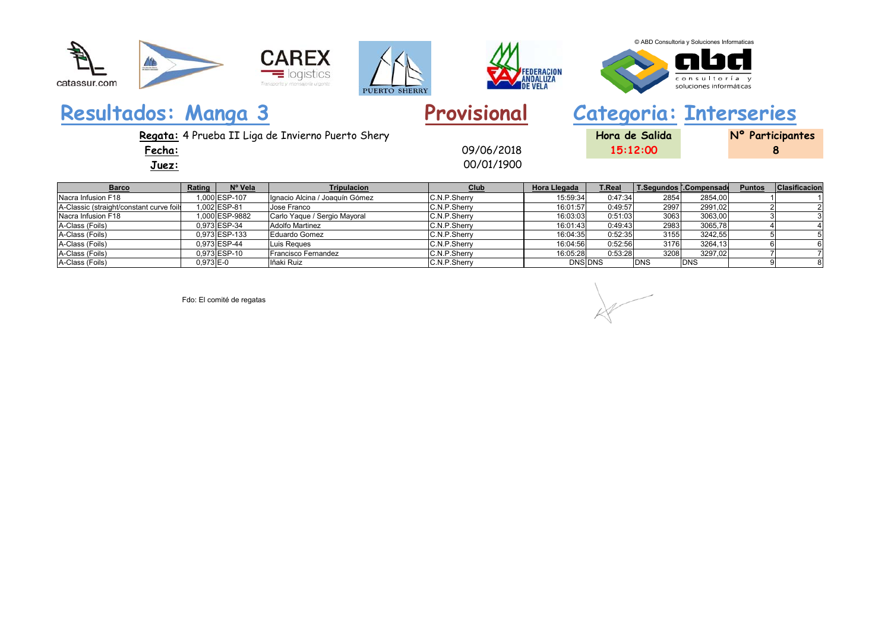© ABD Consultoria y Soluciones Informaticas

# Resultados: Manga 3

# Provisional

# Categoria: Interseries

**Regata:** 4 Prueba II Liga de Invierno Puerto Shery

**Fecha:** 09/06/2018

**Juez:** 00/01/1900

**Hora de Salida** 15:12:00

**Nº Participantes** 8

| Barco | Rating | Nº Vela | Tripulacion | Club | Hora Llegada | T.Real | T.Segundos | T.Compensado | Puntos | Clasificacion |
|---|---|---|---|---|---|---|---|---|---|---|
| Nacra Infusion F18 | 1,000 | ESP-107 | Ignacio Alcina / Joaquín Gómez | C.N.P.Sherry | 15:59:34 | 0:47:34 | 2854 | 2854,00 | 1 | 1 |
| A-Classic (straight/constant curve foils | 1,002 | ESP-81 | Jose Franco | C.N.P.Sherry | 16:01:57 | 0:49:57 | 2997 | 2991,02 | 2 | 2 |
| Nacra Infusion F18 | 1,000 | ESP-9882 | Carlo Yaque / Sergio Mayoral | C.N.P.Sherry | 16:03:03 | 0:51:03 | 3063 | 3063,00 | 3 | 3 |
| A-Class (Foils) | 0,973 | ESP-34 | Adolfo Martinez | C.N.P.Sherry | 16:01:43 | 0:49:43 | 2983 | 3065,78 | 4 | 4 |
| A-Class (Foils) | 0,973 | ESP-133 | Eduardo Gomez | C.N.P.Sherry | 16:04:35 | 0:52:35 | 3155 | 3242,55 | 5 | 5 |
| A-Class (Foils) | 0,973 | ESP-44 | Luis Reques | C.N.P.Sherry | 16:04:56 | 0:52:56 | 3176 | 3264,13 | 6 | 6 |
| A-Class (Foils) | 0,973 | ESP-10 | Francisco Fernandez | C.N.P.Sherry | 16:05:28 | 0:53:28 | 3208 | 3297,02 | 7 | 7 |
| A-Class (Foils) | 0,973 | E-0 | Iñaki Ruiz | C.N.P.Sherry | DNS | DNS | DNS | DNS | 9 | 8 |

Fdo: El comité de regatas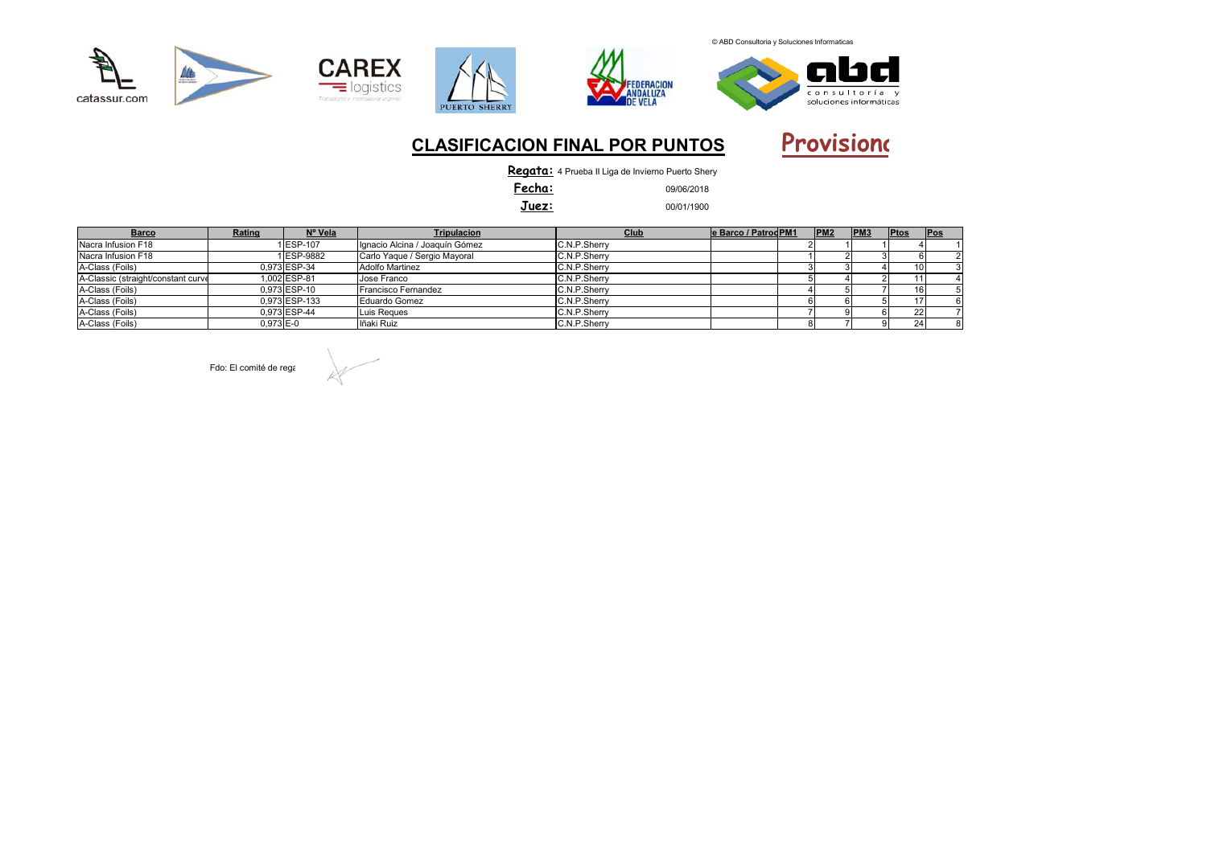© ABD Consultoria y Soluciones Informaticas

catassur.com

CAREX logistics

PUERTO SHERRY

FEDERACION ANDALUZA DE VELA

abd consultoria y soluciones informáticas

## CLASIFICACION FINAL POR PUNTOS

**Provisiona**

**Regata:** 4 Prueba II Liga de Invierno Puerto Shery

**Fecha:** 09/06/2018

**Juez:** 00/01/1900

| Barco | Rating | Nº Vela | Tripulacion | Club | e Barco / Patro | PM1 | PM2 | PM3 | Ptos | Pos |
|---|---|---|---|---|---|---|---|---|---|---|
| Nacra Infusion F18 | 1 | ESP-107 | Ignacio Alcina / Joaquín Gómez | C.N.P.Sherry | | 2 | 1 | 1 | 4 | 1 |
| Nacra Infusion F18 | 1 | ESP-9882 | Carlo Yaque / Sergio Mayoral | C.N.P.Sherry | | 1 | 2 | 3 | 6 | 2 |
| A-Class (Foils) | 0,973 | ESP-34 | Adolfo Martinez | C.N.P.Sherry | | 3 | 3 | 4 | 10 | 3 |
| A-Classic (straight/constant curve | 1,002 | ESP-81 | Jose Franco | C.N.P.Sherry | | 5 | 4 | 2 | 11 | 4 |
| A-Class (Foils) | 0,973 | ESP-10 | Francisco Fernandez | C.N.P.Sherry | | 4 | 5 | 7 | 16 | 5 |
| A-Class (Foils) | 0,973 | ESP-133 | Eduardo Gomez | C.N.P.Sherry | | 6 | 6 | 5 | 17 | 6 |
| A-Class (Foils) | 0,973 | ESP-44 | Luis Reques | C.N.P.Sherry | | 7 | 9 | 6 | 22 | 7 |
| A-Class (Foils) | 0,973 | E-0 | Iñaki Ruiz | C.N.P.Sherry | | 8 | 7 | 9 | 24 | 8 |

Fdo: El comité de rega